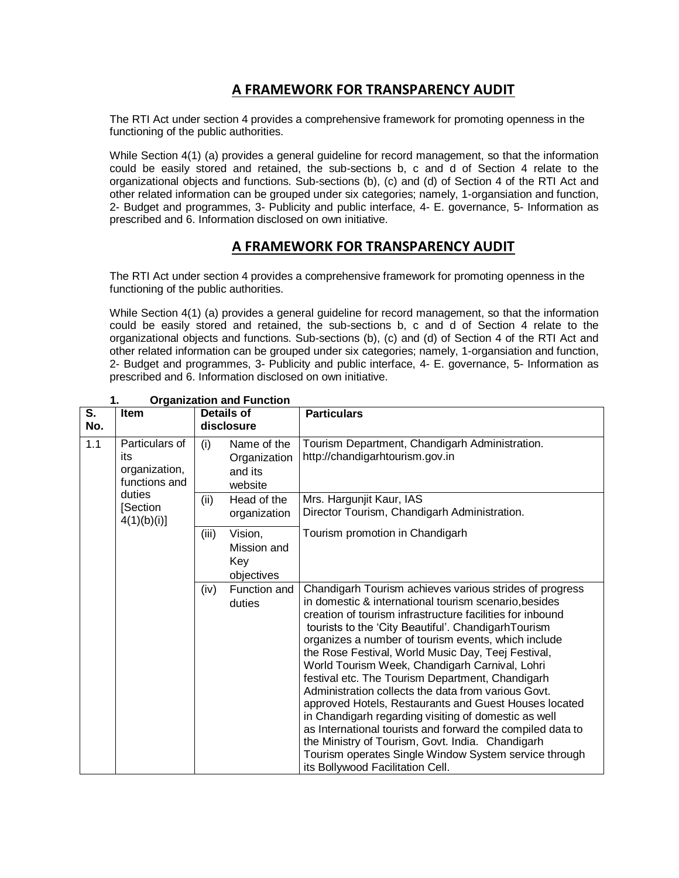## A FRAMEWORK FOR TRANSPARENCY AUDIT

The RTI Act under section 4 provides a comprehensive framework for promoting openness in the functioning of the public authorities.

While Section 4(1) (a) provides a general guideline for record management, so that the information could be easily stored and retained, the sub-sections b, c and d of Section 4 relate to the organizational objects and functions. Sub-sections (b), (c) and (d) of Section 4 of the RTI Act and other related information can be grouped under six categories; namely, 1-organsiation and function, 2- Budget and programmes, 3- Publicity and public interface, 4- E. governance, 5- Information as prescribed and 6. Information disclosed on own initiative.

## A FRAMEWORK FOR TRANSPARENCY AUDIT

The RTI Act under section 4 provides a comprehensive framework for promoting openness in the functioning of the public authorities.

While Section 4(1) (a) provides a general guideline for record management, so that the information could be easily stored and retained, the sub-sections b, c and d of Section 4 relate to the organizational objects and functions. Sub-sections (b), (c) and (d) of Section 4 of the RTI Act and other related information can be grouped under six categories; namely, 1-organsiation and function, 2- Budget and programmes, 3- Publicity and public interface, 4- E. governance, 5- Information as prescribed and 6. Information disclosed on own initiative.

### 1. Organization and Function

| S. No. | Item | Details of disclosure | | Particulars |
|---|---|---|---|---|
| 1.1 | Particulars of its organization, functions and duties [Section 4(1)(b)(i)] | (i) | Name of the Organization and its website | Tourism Department, Chandigarh Administration. http://chandigarhtourism.gov.in |
| | | (ii) | Head of the organization | Mrs. Hargunjit Kaur, IAS<br>Director Tourism, Chandigarh Administration. |
| | | (iii) | Vision, Mission and Key objectives | Tourism promotion in Chandigarh |
| | | (iv) | Function and duties | Chandigarh Tourism achieves various strides of progress in domestic & international tourism scenario,besides creation of tourism infrastructure facilities for inbound tourists to the 'City Beautiful'. ChandigarhTourism organizes a number of tourism events, which include the Rose Festival, World Music Day, Teej Festival, World Tourism Week, Chandigarh Carnival, Lohri festival etc. The Tourism Department, Chandigarh Administration collects the data from various Govt. approved Hotels, Restaurants and Guest Houses located in Chandigarh regarding visiting of domestic as well as International tourists and forward the compiled data to the Ministry of Tourism, Govt. India. Chandigarh Tourism operates Single Window System service through its Bollywood Facilitation Cell. |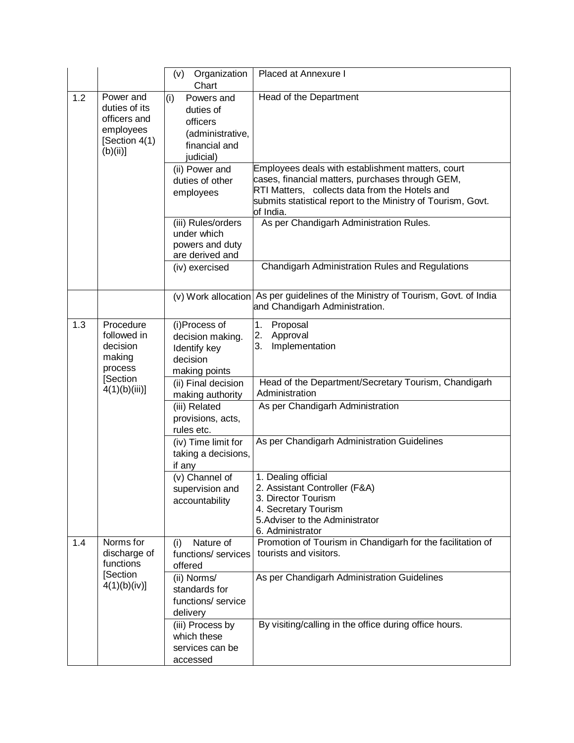| | | | |
|---|---|---|---|
| | | (v) Organization Chart | Placed at Annexure I |
| 1.2 | Power and duties of its officers and employees [Section 4(1)(b)(ii)] | (i) Powers and duties of officers (administrative, financial and judicial) | Head of the Department |
| | | (ii) Power and duties of other employees | Employees deals with establishment matters, court cases, financial matters, purchases through GEM, RTI Matters, collects data from the Hotels and submits statistical report to the Ministry of Tourism, Govt. of India. |
| | | (iii) Rules/orders under which powers and duty are derived and | As per Chandigarh Administration Rules. |
| | | (iv) exercised | Chandigarh Administration Rules and Regulations |
| | | (v) Work allocation | As per guidelines of the Ministry of Tourism, Govt. of India and Chandigarh Administration. |
| 1.3 | Procedure followed in decision making process [Section 4(1)(b)(iii)] | (i)Process of decision making. Identify key decision making points | 1. Proposal<br>2. Approval<br>3. Implementation |
| | | (ii) Final decision making authority | Head of the Department/Secretary Tourism, Chandigarh Administration |
| | | (iii) Related provisions, acts, rules etc. | As per Chandigarh Administration |
| | | (iv) Time limit for taking a decisions, if any | As per Chandigarh Administration Guidelines |
| | | (v) Channel of supervision and accountability | 1. Dealing official<br>2. Assistant Controller (F&A)<br>3. Director Tourism<br>4. Secretary Tourism<br>5.Adviser to the Administrator<br>6. Administrator |
| 1.4 | Norms for discharge of functions [Section 4(1)(b)(iv)] | (i) Nature of functions/ services offered | Promotion of Tourism in Chandigarh for the facilitation of tourists and visitors. |
| | | (ii) Norms/ standards for functions/ service delivery | As per Chandigarh Administration Guidelines |
| | | (iii) Process by which these services can be accessed | By visiting/calling in the office during office hours. |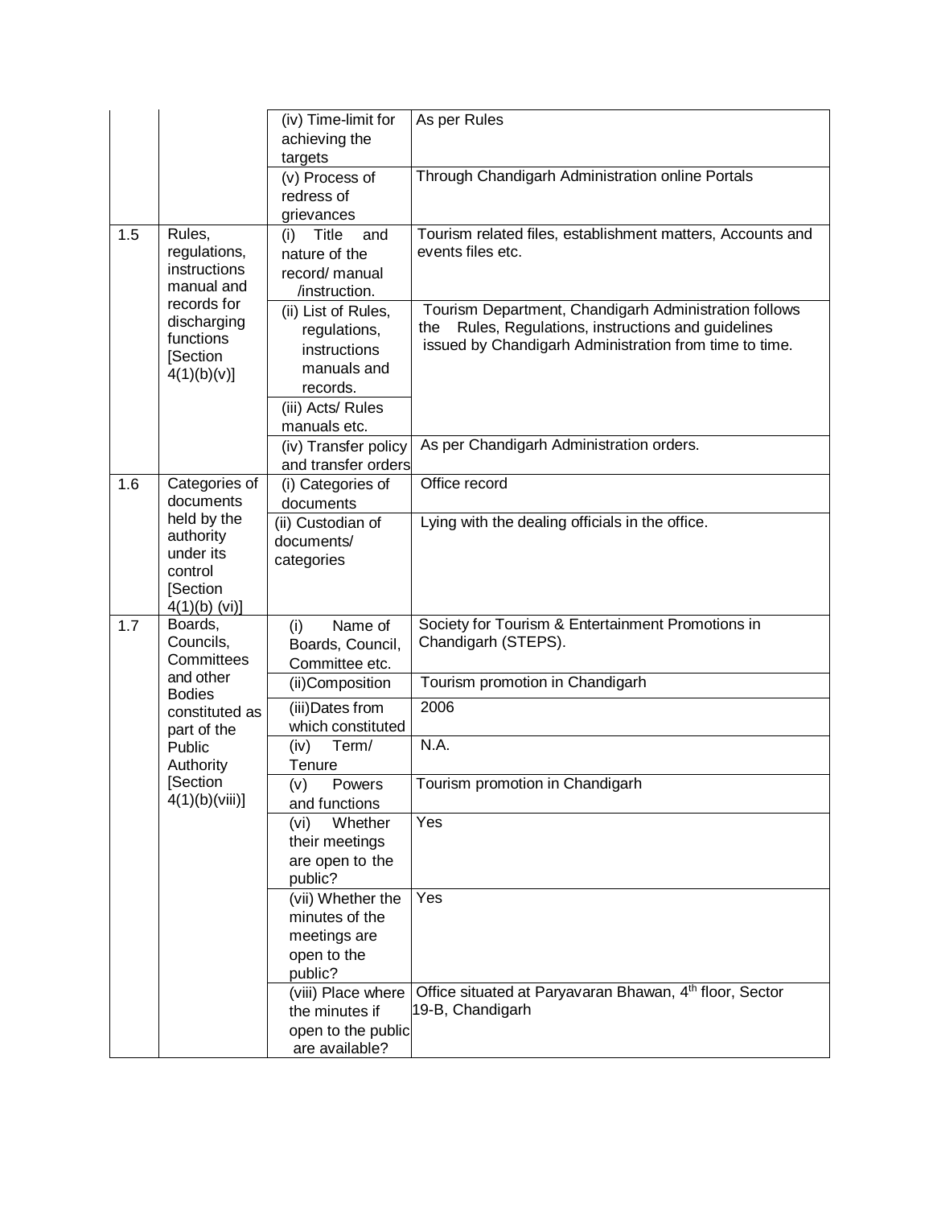| | | | |
|---|---|---|---|
| | | (iv) Time-limit for achieving the targets | As per Rules |
| | | (v) Process of redress of grievances | Through Chandigarh Administration online Portals |
| 1.5 | Rules, regulations, instructions manual and records for discharging functions [Section 4(1)(b)(v)] | (i) Title and nature of the record/ manual /instruction. | Tourism related files, establishment matters, Accounts and events files etc. |
| | | (ii) List of Rules, regulations, instructions manuals and records. | Tourism Department, Chandigarh Administration follows the Rules, Regulations, instructions and guidelines issued by Chandigarh Administration from time to time. |
| | | (iii) Acts/ Rules manuals etc. | |
| | | (iv) Transfer policy and transfer orders | As per Chandigarh Administration orders. |
| 1.6 | Categories of documents held by the authority under its control [Section 4(1)(b) (vi)] | (i) Categories of documents | Office record |
| | | (ii) Custodian of documents/ categories | Lying with the dealing officials in the office. |
| 1.7 | Boards, Councils, Committees and other Bodies constituted as part of the Public Authority [Section 4(1)(b)(viii)] | (i) Name of Boards, Council, Committee etc. | Society for Tourism & Entertainment Promotions in Chandigarh (STEPS). |
| | | (ii)Composition | Tourism promotion in Chandigarh |
| | | (iii)Dates from which constituted | 2006 |
| | | (iv) Term/ Tenure | N.A. |
| | | (v) Powers and functions | Tourism promotion in Chandigarh |
| | | (vi) Whether their meetings are open to the public? | Yes |
| | | (vii) Whether the minutes of the meetings are open to the public? | Yes |
| | | (viii) Place where the minutes if open to the public are available? | Office situated at Paryavaran Bhawan, 4th floor, Sector 19-B, Chandigarh |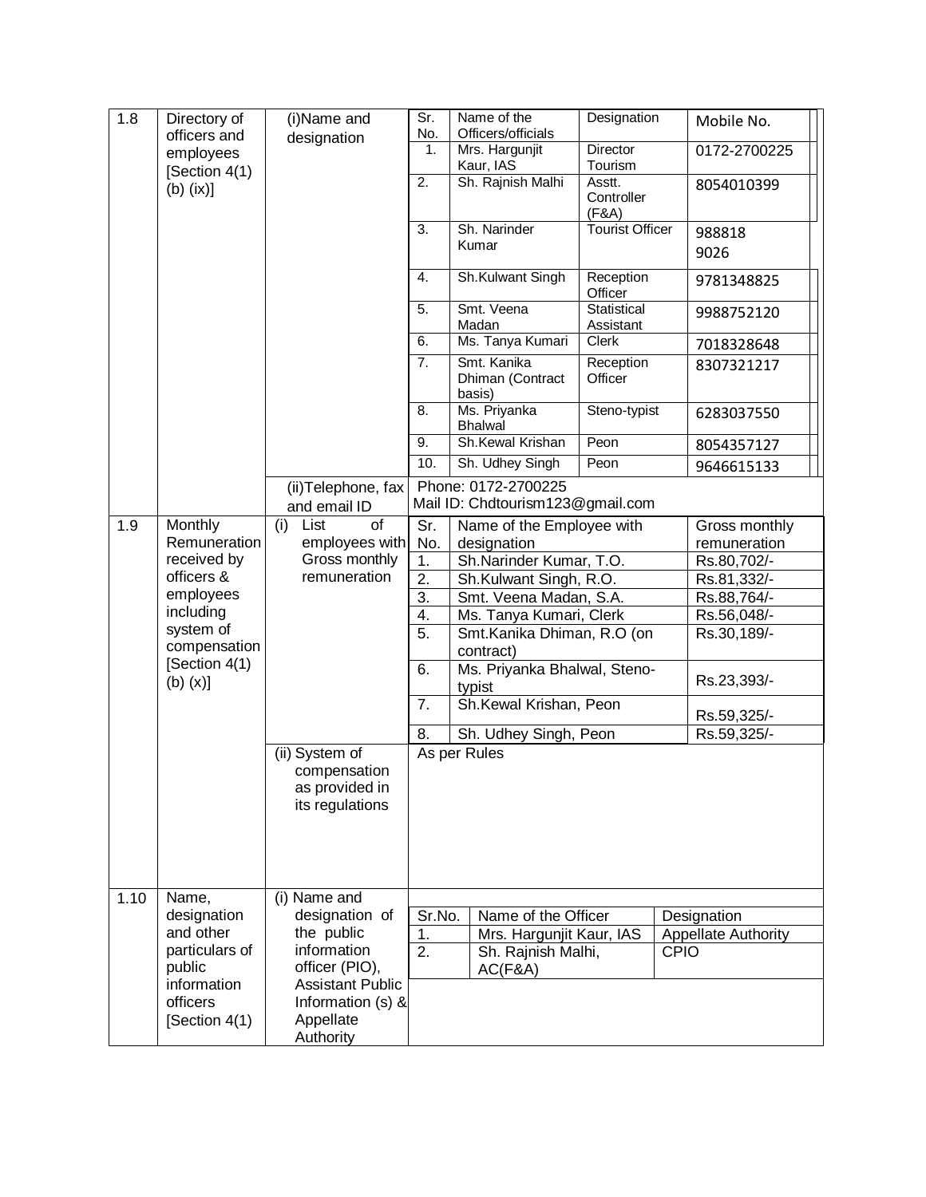| | | | | | | |
|---|---|---|---|---|---|---|
| 1.8 | Directory of officers and employees [Section 4(1) (b) (ix)] | (i)Name and designation | Sr. No. | Name of the Officers/officials | Designation | Mobile No. |
| | | | 1. | Mrs. Hargunjit Kaur, IAS | Director Tourism | 0172-2700225 |
| | | | 2. | Sh. Rajnish Malhi | Asstt. Controller (F&A) | 8054010399 |
| | | | 3. | Sh. Narinder Kumar | Tourist Officer | 988818 9026 |
| | | | 4. | Sh.Kulwant Singh | Reception Officer | 9781348825 |
| | | | 5. | Smt. Veena Madan | Statistical Assistant | 9988752120 |
| | | | 6. | Ms. Tanya Kumari | Clerk | 7018328648 |
| | | | 7. | Smt. Kanika Dhiman (Contract basis) | Reception Officer | 8307321217 |
| | | | 8. | Ms. Priyanka Bhalwal | Steno-typist | 6283037550 |
| | | | 9. | Sh.Kewal Krishan | Peon | 8054357127 |
| | | | 10. | Sh. Udhey Singh | Peon | 9646615133 |
| | | (ii)Telephone, fax and email ID | Phone: 0172-2700225<br>Mail ID: Chdtourism123@gmail.com | | | |
| 1.9 | Monthly Remuneration received by officers & employees including system of compensation [Section 4(1) (b) (x)] | (i) List of employees with Gross monthly remuneration | Sr. No. | Name of the Employee with designation | | Gross monthly remuneration |
| | | | 1. | Sh.Narinder Kumar, T.O. | | Rs.80,702/- |
| | | | 2. | Sh.Kulwant Singh, R.O. | | Rs.81,332/- |
| | | | 3. | Smt. Veena Madan, S.A. | | Rs.88,764/- |
| | | | 4. | Ms. Tanya Kumari, Clerk | | Rs.56,048/- |
| | | | 5. | Smt.Kanika Dhiman, R.O (on contract) | | Rs.30,189/- |
| | | | 6. | Ms. Priyanka Bhalwal, Steno-typist | | Rs.23,393/- |
| | | | 7. | Sh.Kewal Krishan, Peon | | Rs.59,325/- |
| | | | 8. | Sh. Udhey Singh, Peon | | Rs.59,325/- |
| | | (ii) System of compensation as provided in its regulations | As per Rules | | | |
| 1.10 | Name, designation and other particulars of public information officers [Section 4(1) | (i) Name and designation of the public information officer (PIO), Assistant Public Information (s) & Appellate Authority | Sr.No. | Name of the Officer | | Designation |
| | | | 1. | Mrs. Hargunjit Kaur, IAS | | Appellate Authority |
| | | | 2. | Sh. Rajnish Malhi, AC(F&A) | | CPIO |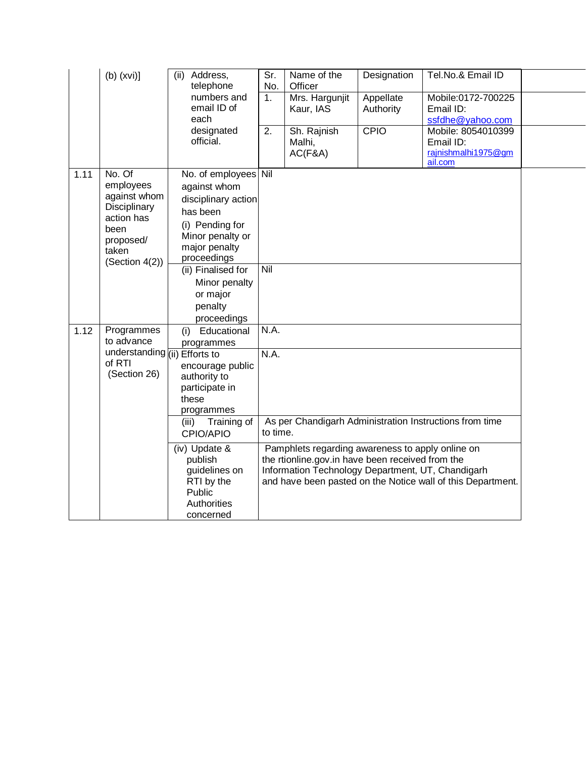| | | | | | | |
|---|---|---|---|---|---|---|
| | (b) (xvi)] | (ii) Address, telephone numbers and email ID of each designated official. | Sr. No. | Name of the Officer | Designation | Tel.No.& Email ID |
| | | | 1. | Mrs. Hargunjit Kaur, IAS | Appellate Authority | Mobile:0172-700225 Email ID: ssfdhe@yahoo.com |
| | | | 2. | Sh. Rajnish Malhi, AC(F&A) | CPIO | Mobile: 8054010399 Email ID: rajnishmalhi1975@gmail.com |
| 1.11 | No. Of employees against whom Disciplinary action has been proposed/ taken (Section 4(2)) | No. of employees against whom disciplinary action has been (i) Pending for Minor penalty or major penalty proceedings | Nil | | | |
| | | (ii) Finalised for Minor penalty or major penalty proceedings | Nil | | | |
| 1.12 | Programmes to advance understanding of RTI (Section 26) | (i) Educational programmes | N.A. | | | |
| | | (ii) Efforts to encourage public authority to participate in these programmes | N.A. | | | |
| | | (iii) Training of CPIO/APIO | As per Chandigarh Administration Instructions from time to time. | | | |
| | | (iv) Update & publish guidelines on RTI by the Public Authorities concerned | Pamphlets regarding awareness to apply online on the rtionline.gov.in have been received from the Information Technology Department, UT, Chandigarh and have been pasted on the Notice wall of this Department. | | | |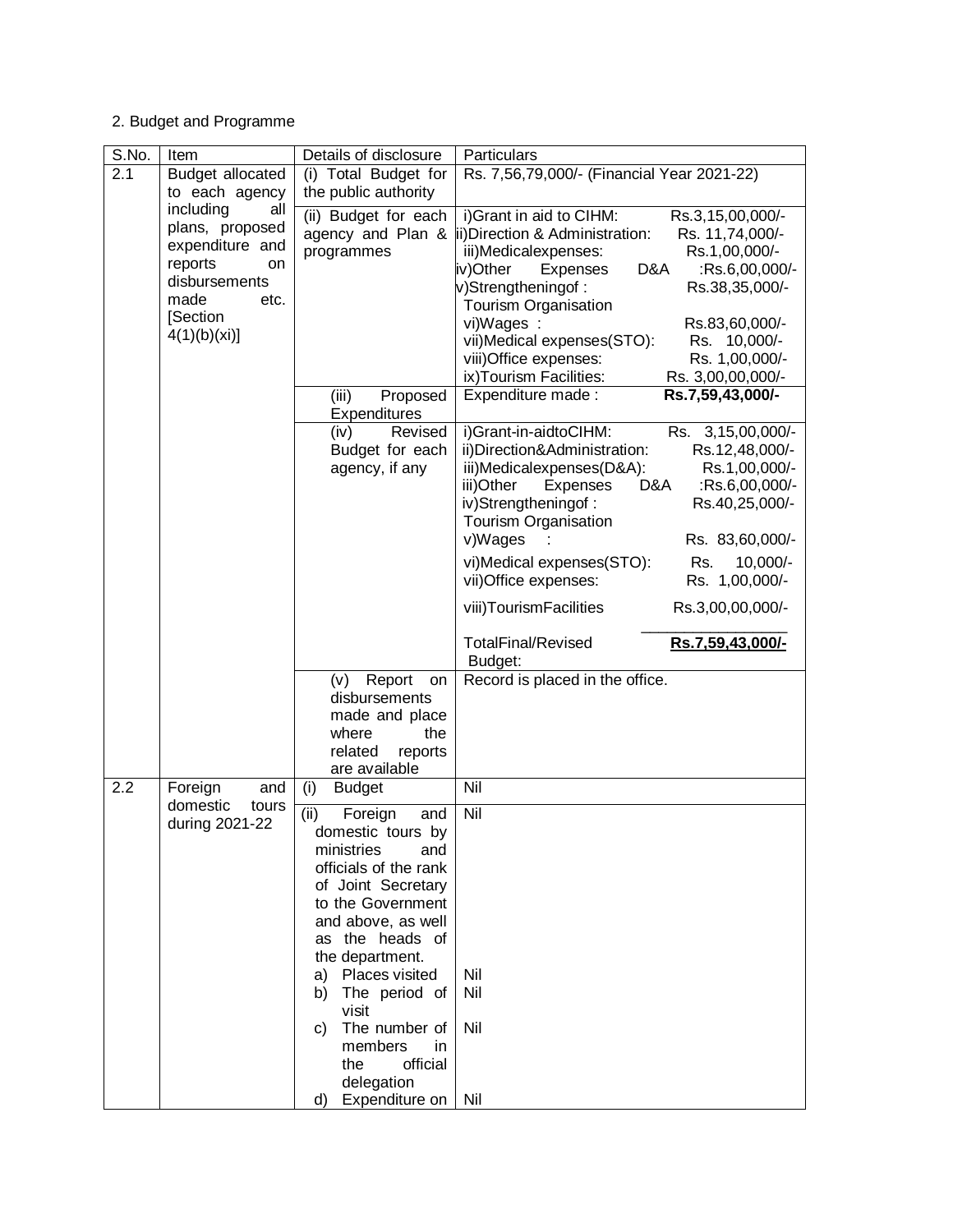2. Budget and Programme

| S.No. | Item | Details of disclosure | Particulars |
|---|---|---|---|
| 2.1 | Budget allocated to each agency including all plans, proposed expenditure and reports on disbursements made etc. [Section 4(1)(b)(xi)] | (i) Total Budget for the public authority | Rs. 7,56,79,000/- (Financial Year 2021-22) |
| | | (ii) Budget for each agency and Plan & programmes | i)Grant in aid to CIHM: Rs.3,15,00,000/-<br>ii)Direction & Administration: Rs. 11,74,000/-<br>iii)Medicalexpenses: Rs.1,00,000/-<br>iv)Other Expenses D&A :Rs.6,00,000/-<br>v)Strengtheningof : Tourism Organisation Rs.38,35,000/-<br>vi)Wages : Rs.83,60,000/-<br>vii)Medical expenses(STO): Rs. 10,000/-<br>viii)Office expenses: Rs. 1,00,000/-<br>ix)Tourism Facilities: Rs. 3,00,00,000/- |
| | | (iii) Proposed Expenditures | Expenditure made : **Rs.7,59,43,000/-** |
| | | (iv) Revised Budget for each agency, if any | i)Grant-in-aidtoCIHM: Rs. 3,15,00,000/-<br>ii)Direction&Administration: Rs.12,48,000/-<br>iii)Medicalexpenses(D&A): Rs.1,00,000/-<br>iii)Other Expenses D&A :Rs.6,00,000/-<br>iv)Strengtheningof : Tourism Organisation Rs.40,25,000/-<br>v)Wages : Rs. 83,60,000/-<br>vi)Medical expenses(STO): Rs. 10,000/-<br>vii)Office expenses: Rs. 1,00,000/-<br>viii)TourismFacilities Rs.3,00,00,000/-<br>TotalFinal/Revised Budget: **Rs.7,59,43,000/-** |
| | | (v) Report on disbursements made and place where the related reports are available | Record is placed in the office. |
| 2.2 | Foreign and domestic tours during 2021-22 | (i) Budget | Nil |
| | | (ii) Foreign and domestic tours by ministries and officials of the rank of Joint Secretary to the Government and above, as well as the heads of the department. | Nil |
| | | a) Places visited | Nil |
| | | b) The period of visit | Nil |
| | | c) The number of members in the official delegation | Nil |
| | | d) Expenditure on | Nil |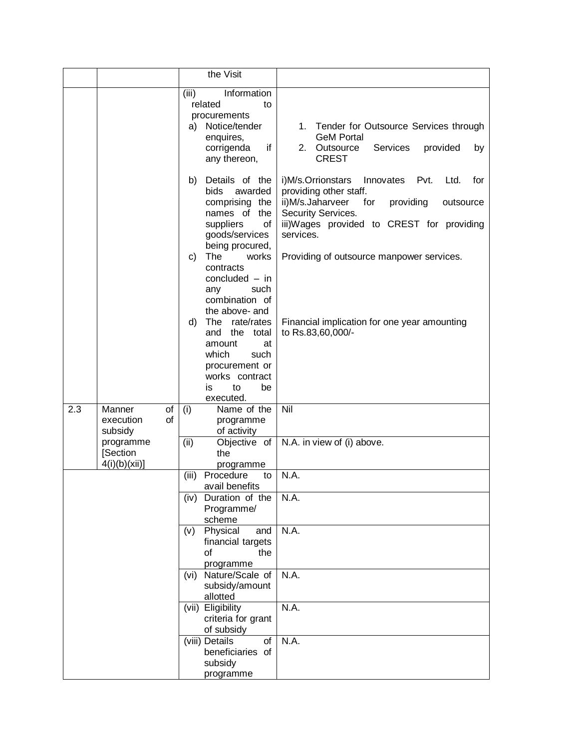| | | | |
|---|---|---|---|
| | | the Visit | |
| | | (iii) Information related to procurements<br>a) Notice/tender enquires, corrigenda if any thereon, | 1. Tender for Outsource Services through GeM Portal<br>2. Outsource Services provided by CREST |
| | | b) Details of the bids awarded comprising the names of the suppliers of goods/services being procured, | i)M/s.Orrionstars Innovates Pvt. Ltd. for providing other staff.<br>ii)M/s.Jaharveer for providing outsource Security Services.<br>iii)Wages provided to CREST for providing services. |
| | | c) The works contracts concluded – in any such combination of the above- and | Providing of outsource manpower services. |
| | | d) The rate/rates and the total amount at which such procurement or works contract is to be executed. | Financial implication for one year amounting to Rs.83,60,000/- |
| 2.3 | Manner of execution of subsidy programme [Section 4(i)(b)(xii)] | (i) Name of the programme of activity | Nil |
| | | (ii) Objective of the programme | N.A. in view of (i) above. |
| | | (iii) Procedure to avail benefits | N.A. |
| | | (iv) Duration of the Programme/ scheme | N.A. |
| | | (v) Physical and financial targets of the programme | N.A. |
| | | (vi) Nature/Scale of subsidy/amount allotted | N.A. |
| | | (vii) Eligibility criteria for grant of subsidy | N.A. |
| | | (viii) Details of beneficiaries of subsidy programme | N.A. |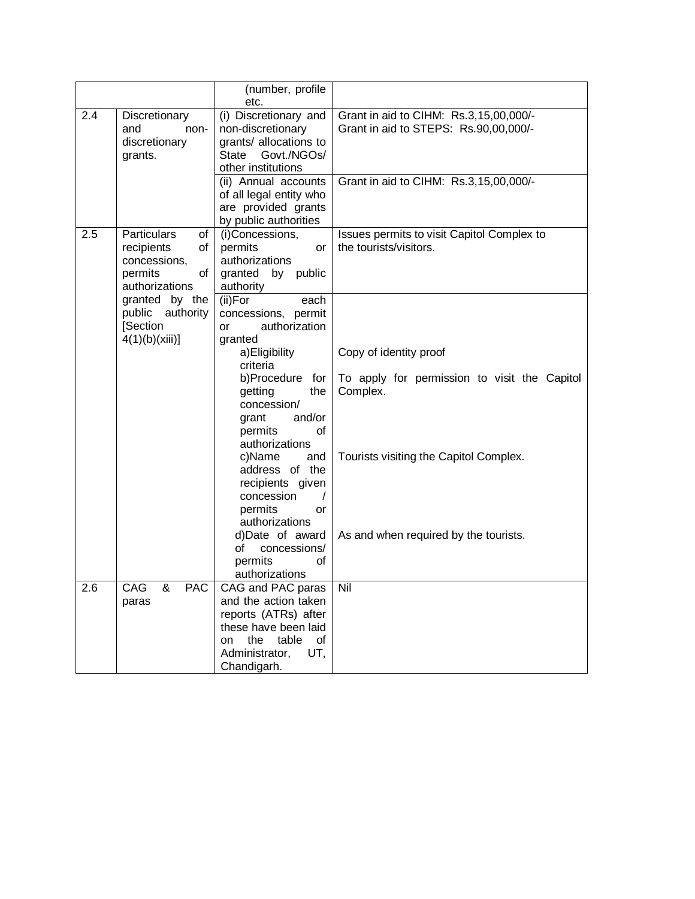| | | | |
|---|---|---|---|
| | | (number, profile etc. | |
| 2.4 | Discretionary and non-discretionary grants. | (i) Discretionary and non-discretionary grants/ allocations to State Govt./NGOs/ other institutions | Grant in aid to CIHM: Rs.3,15,00,000/-<br>Grant in aid to STEPS: Rs.90,00,000/- |
| | | (ii) Annual accounts of all legal entity who are provided grants by public authorities | Grant in aid to CIHM: Rs.3,15,00,000/- |
| 2.5 | Particulars of recipients of concessions, permits of authorizations granted by the public authority [Section 4(1)(b)(xiii)] | (i)Concessions, permits or authorizations granted by public authority | Issues permits to visit Capitol Complex to the tourists/visitors. |
| | | (ii)For each concessions, permit or authorization granted | |
| | | a)Eligibility criteria | Copy of identity proof |
| | | b)Procedure for getting the concession/ grant and/or permits of authorizations | To apply for permission to visit the Capitol Complex. |
| | | c)Name and address of the recipients given concession / permits or authorizations | Tourists visiting the Capitol Complex. |
| | | d)Date of award of concessions/ permits of authorizations | As and when required by the tourists. |
| 2.6 | CAG & PAC paras | CAG and PAC paras and the action taken reports (ATRs) after these have been laid on the table of Administrator, UT, Chandigarh. | Nil |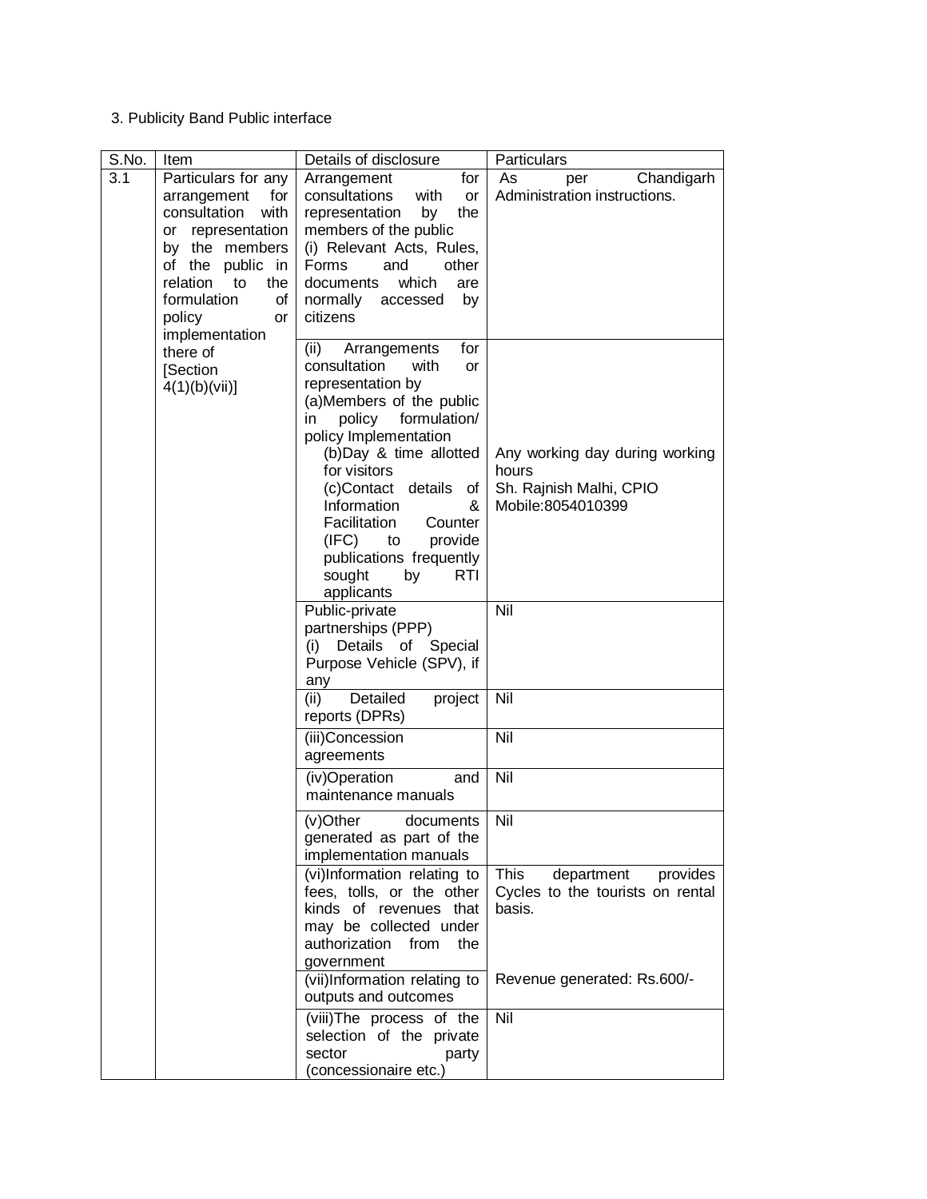3. Publicity Band Public interface

| S.No. | Item | Details of disclosure | Particulars |
|---|---|---|---|
| 3.1 | Particulars for any arrangement for consultation with or representation by the members of the public in relation to the formulation of policy or implementation there of [Section 4(1)(b)(vii)] | Arrangement for consultations with or representation by the members of the public (i) Relevant Acts, Rules, Forms and other documents which are normally accessed by citizens | As per Chandigarh Administration instructions. |
| | | (ii) Arrangements for consultation with or representation by (a)Members of the public in policy formulation/ policy Implementation (b)Day & time allotted for visitors (c)Contact details of Information & Facilitation Counter (IFC) to provide publications frequently sought by RTI applicants | Any working day during working hours Sh. Rajnish Malhi, CPIO Mobile:8054010399 |
| | | Public-private partnerships (PPP) (i) Details of Special Purpose Vehicle (SPV), if any | Nil |
| | | (ii) Detailed project reports (DPRs) | Nil |
| | | (iii)Concession agreements | Nil |
| | | (iv)Operation and maintenance manuals | Nil |
| | | (v)Other documents generated as part of the implementation manuals | Nil |
| | | (vi)Information relating to fees, tolls, or the other kinds of revenues that may be collected under authorization from the government | This department provides Cycles to the tourists on rental basis. |
| | | (vii)Information relating to outputs and outcomes | Revenue generated: Rs.600/- |
| | | (viii)The process of the selection of the private sector party (concessionaire etc.) | Nil |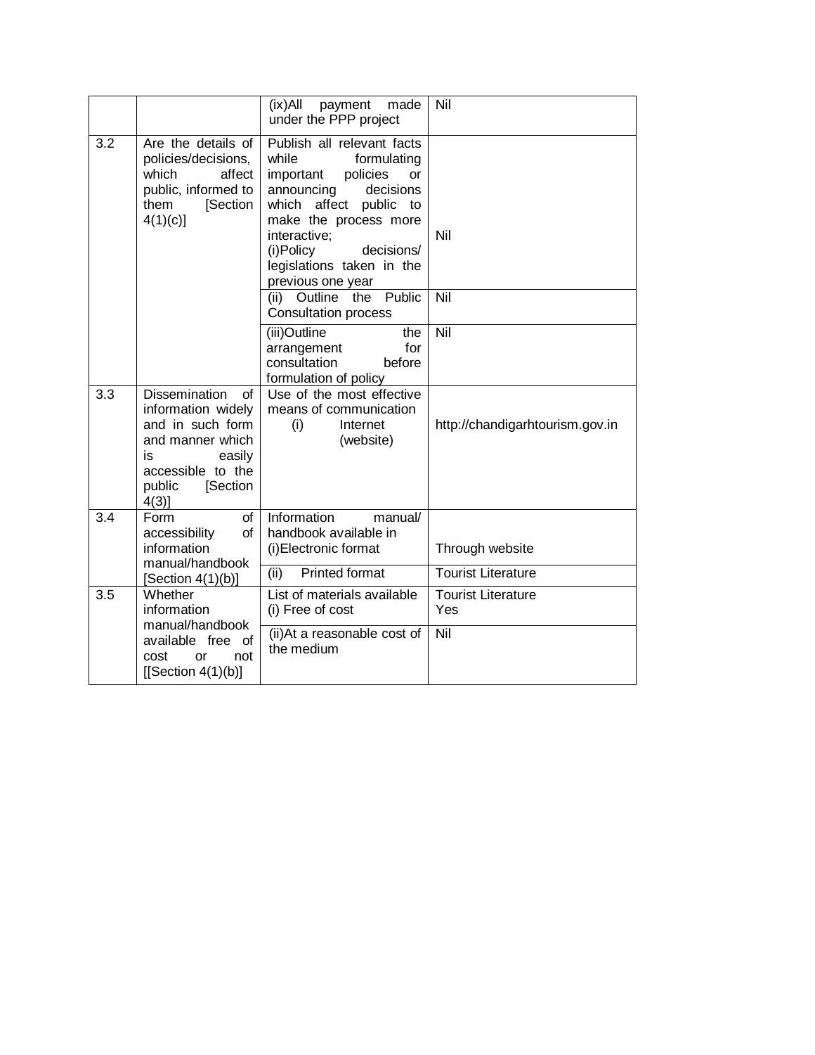| | | | |
|---|---|---|---|
| | | (ix)All payment made under the PPP project | Nil |
| 3.2 | Are the details of policies/decisions, which affect public, informed to them [Section 4(1)(c)] | Publish all relevant facts while formulating important policies or announcing decisions which affect public to make the process more interactive;<br>(i)Policy decisions/ legislations taken in the previous one year | Nil |
| | | (ii) Outline the Public Consultation process | Nil |
| | | (iii)Outline the arrangement for consultation before formulation of policy | Nil |
| 3.3 | Dissemination of information widely and in such form and manner which is easily accessible to the public [Section 4(3)] | Use of the most effective means of communication<br>(i) Internet (website) | http://chandigarhtourism.gov.in |
| 3.4 | Form of accessibility of information manual/handbook [Section 4(1)(b)] | Information manual/ handbook available in<br>(i)Electronic format | Through website |
| | | (ii) Printed format | Tourist Literature |
| 3.5 | Whether information manual/handbook available free of cost or not [[Section 4(1)(b)] | List of materials available<br>(i) Free of cost | Tourist Literature<br>Yes |
| | | (ii)At a reasonable cost of the medium | Nil |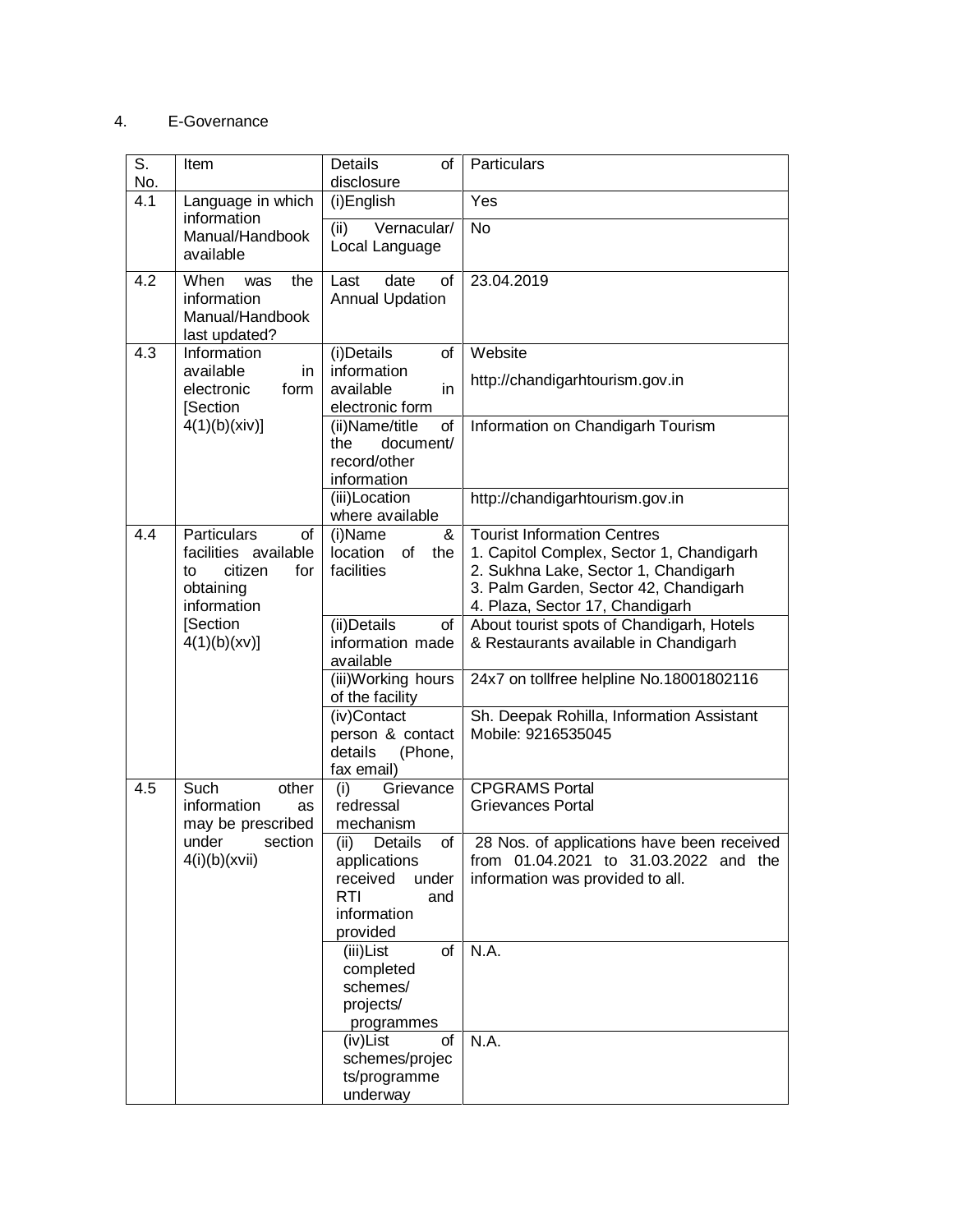4. E-Governance

| S. No. | Item | Details of disclosure | Particulars |
|---|---|---|---|
| 4.1 | Language in which information Manual/Handbook available | (i)English | Yes |
| | | (ii) Vernacular/ Local Language | No |
| 4.2 | When was the information Manual/Handbook last updated? | Last date of Annual Updation | 23.04.2019 |
| 4.3 | Information available in electronic form [Section 4(1)(b)(xiv)] | (i)Details of information available in electronic form | Website<br>http://chandigarhtourism.gov.in |
| | | (ii)Name/title of the document/ record/other information | Information on Chandigarh Tourism |
| | | (iii)Location where available | http://chandigarhtourism.gov.in |
| 4.4 | Particulars of facilities available to citizen for obtaining information [Section 4(1)(b)(xv)] | (i)Name & location of the facilities | Tourist Information Centres<br>1. Capitol Complex, Sector 1, Chandigarh<br>2. Sukhna Lake, Sector 1, Chandigarh<br>3. Palm Garden, Sector 42, Chandigarh<br>4. Plaza, Sector 17, Chandigarh |
| | | (ii)Details of information made available | About tourist spots of Chandigarh, Hotels & Restaurants available in Chandigarh |
| | | (iii)Working hours of the facility | 24x7 on tollfree helpline No.18001802116 |
| | | (iv)Contact person & contact details (Phone, fax email) | Sh. Deepak Rohilla, Information Assistant<br>Mobile: 9216535045 |
| 4.5 | Such other information as may be prescribed under section 4(i)(b)(xvii) | (i) Grievance redressal mechanism | CPGRAMS Portal<br>Grievances Portal |
| | | (ii) Details of applications received under RTI and information provided | 28 Nos. of applications have been received from 01.04.2021 to 31.03.2022 and the information was provided to all. |
| | | (iii)List of completed schemes/ projects/ programmes | N.A. |
| | | (iv)List of schemes/projects/programme underway | N.A. |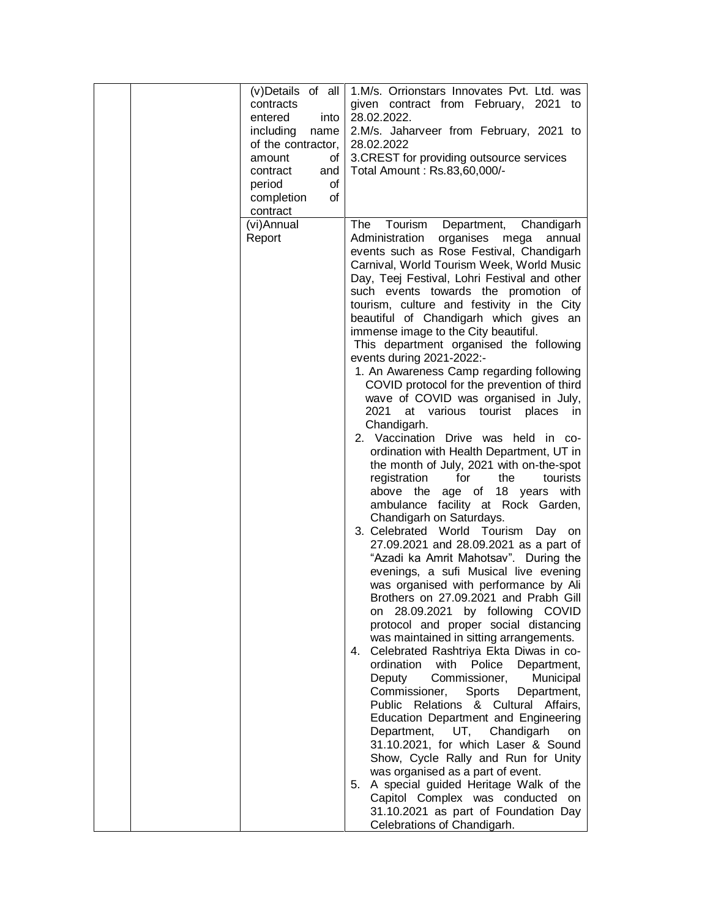| | | | |
|---|---|---|---|
| | | (v)Details of all contracts entered into including name of the contractor, amount of contract and period of completion of contract | 1.M/s. Orrionstars Innovates Pvt. Ltd. was given contract from February, 2021 to 28.02.2022.<br>2.M/s. Jaharveer from February, 2021 to 28.02.2022<br>3.CREST for providing outsource services<br>Total Amount : Rs.83,60,000/- |
| | | (vi)Annual Report | The Tourism Department, Chandigarh Administration organises mega annual events such as Rose Festival, Chandigarh Carnival, World Tourism Week, World Music Day, Teej Festival, Lohri Festival and other such events towards the promotion of tourism, culture and festivity in the City beautiful of Chandigarh which gives an immense image to the City beautiful.<br>This department organised the following events during 2021-2022:-<br>1. An Awareness Camp regarding following COVID protocol for the prevention of third wave of COVID was organised in July, 2021 at various tourist places in Chandigarh.<br>2. Vaccination Drive was held in co-ordination with Health Department, UT in the month of July, 2021 with on-the-spot registration for the tourists above the age of 18 years with ambulance facility at Rock Garden, Chandigarh on Saturdays.<br>3. Celebrated World Tourism Day on 27.09.2021 and 28.09.2021 as a part of "Azadi ka Amrit Mahotsav". During the evenings, a sufi Musical live evening was organised with performance by Ali Brothers on 27.09.2021 and Prabh Gill on 28.09.2021 by following COVID protocol and proper social distancing was maintained in sitting arrangements.<br>4. Celebrated Rashtriya Ekta Diwas in co-ordination with Police Department, Deputy Commissioner, Municipal Commissioner, Sports Department, Public Relations & Cultural Affairs, Education Department and Engineering Department, UT, Chandigarh on 31.10.2021, for which Laser & Sound Show, Cycle Rally and Run for Unity was organised as a part of event.<br>5. A special guided Heritage Walk of the Capitol Complex was conducted on 31.10.2021 as part of Foundation Day Celebrations of Chandigarh. |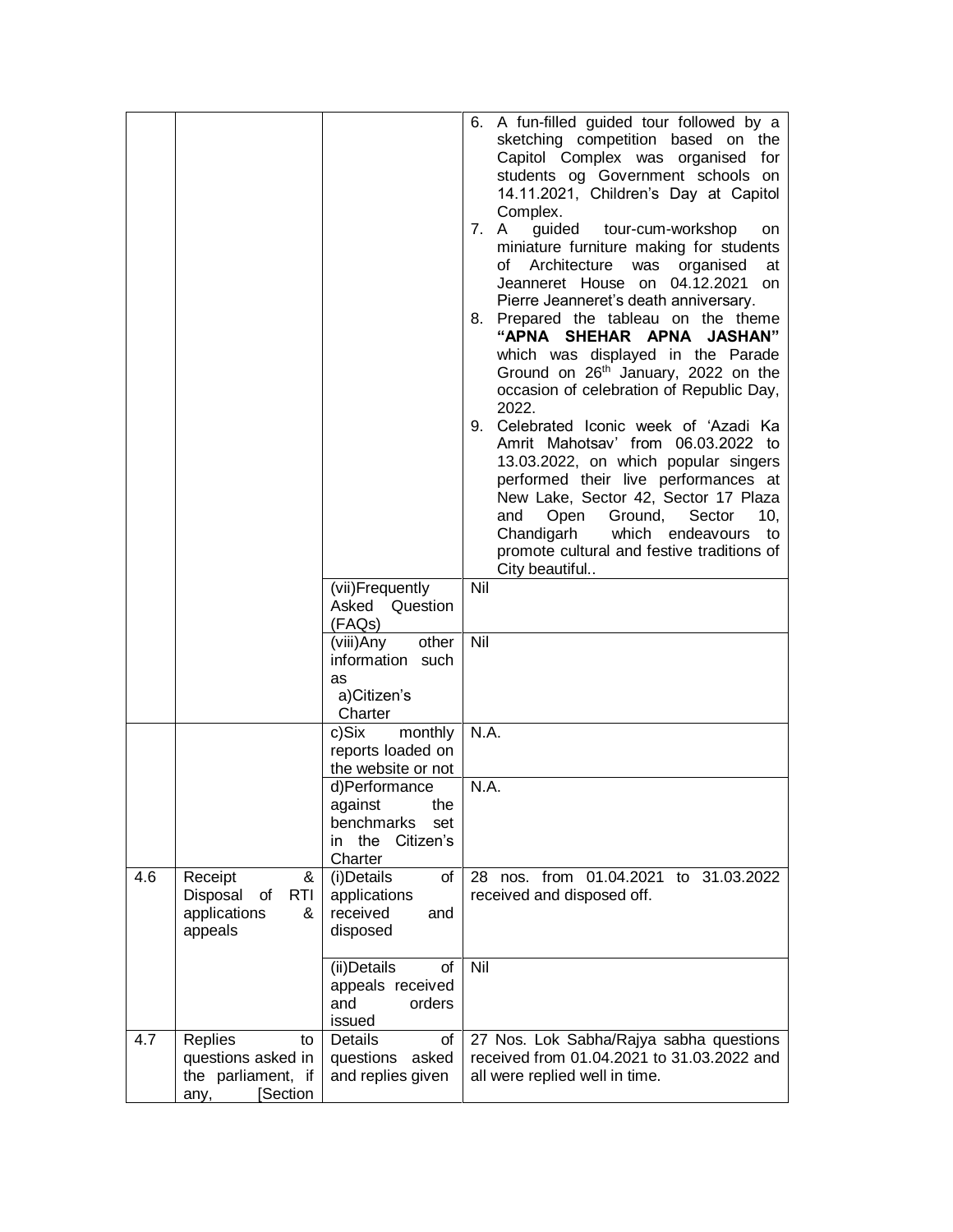| | | | |
|---|---|---|---|
| | | | 6. A fun-filled guided tour followed by a sketching competition based on the Capitol Complex was organised for students og Government schools on 14.11.2021, Children's Day at Capitol Complex.<br>7. A guided tour-cum-workshop on miniature furniture making for students of Architecture was organised at Jeanneret House on 04.12.2021 on Pierre Jeanneret's death anniversary.<br>8. Prepared the tableau on the theme **"APNA SHEHAR APNA JASHAN"** which was displayed in the Parade Ground on 26th January, 2022 on the occasion of celebration of Republic Day, 2022.<br>9. Celebrated Iconic week of 'Azadi Ka Amrit Mahotsav' from 06.03.2022 to 13.03.2022, on which popular singers performed their live performances at New Lake, Sector 42, Sector 17 Plaza and Open Ground, Sector 10, Chandigarh which endeavours to promote cultural and festive traditions of City beautiful.. |
| | | (vii)Frequently Asked Question (FAQs) | Nil |
| | | (viii)Any other information such as<br>a)Citizen's Charter | Nil |
| | | c)Six monthly reports loaded on the website or not | N.A. |
| | | d)Performance against the benchmarks set in the Citizen's Charter | N.A. |
| 4.6 | Receipt & Disposal of RTI applications & appeals | (i)Details of applications received and disposed | 28 nos. from 01.04.2021 to 31.03.2022 received and disposed off. |
| | | (ii)Details of appeals received and orders issued | Nil |
| 4.7 | Replies to questions asked in the parliament, if any, [Section | Details of questions asked and replies given | 27 Nos. Lok Sabha/Rajya sabha questions received from 01.04.2021 to 31.03.2022 and all were replied well in time. |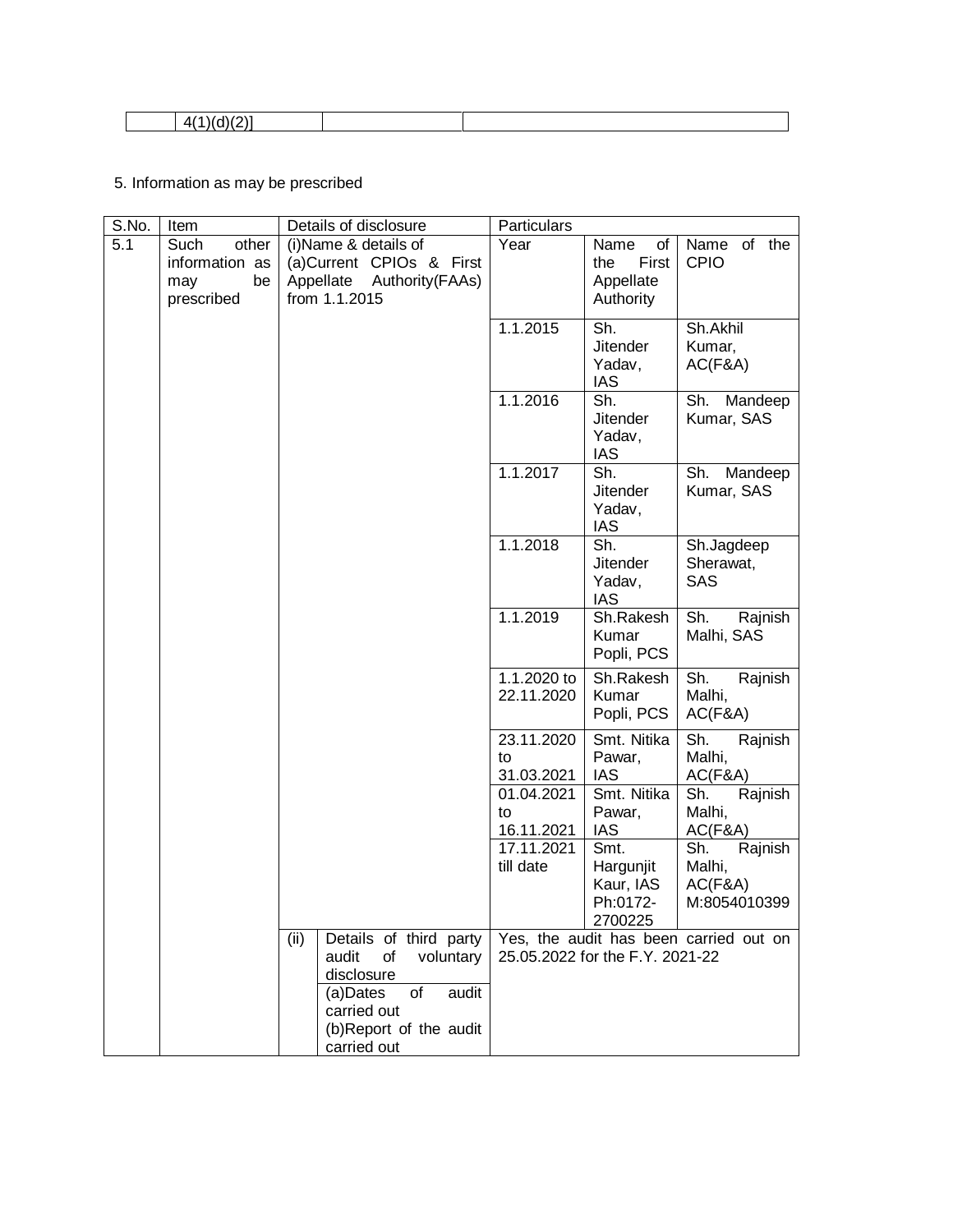| | 4(1)(d)(2)] | | |
|---|---|---|---|

5. Information as may be prescribed

| S.No. | Item | Details of disclosure | | Particulars | | |
|---|---|---|---|---|---|---|
| 5.1 | Such other information as may be prescribed | (i)Name & details of (a)Current CPIOs & First Appellate Authority(FAAs) from 1.1.2015 | | Year | Name of the First Appellate Authority | Name of the CPIO |
| | | | | 1.1.2015 | Sh. Jitender Yadav, IAS | Sh.Akhil Kumar, AC(F&A) |
| | | | | 1.1.2016 | Sh. Jitender Yadav, IAS | Sh. Mandeep Kumar, SAS |
| | | | | 1.1.2017 | Sh. Jitender Yadav, IAS | Sh. Mandeep Kumar, SAS |
| | | | | 1.1.2018 | Sh. Jitender Yadav, IAS | Sh.Jagdeep Sherawat, SAS |
| | | | | 1.1.2019 | Sh.Rakesh Kumar Popli, PCS | Sh. Rajnish Malhi, SAS |
| | | | | 1.1.2020 to 22.11.2020 | Sh.Rakesh Kumar Popli, PCS | Sh. Rajnish Malhi, AC(F&A) |
| | | | | 23.11.2020 to 31.03.2021 | Smt. Nitika Pawar, IAS | Sh. Rajnish Malhi, AC(F&A) |
| | | | | 01.04.2021 to 16.11.2021 | Smt. Nitika Pawar, IAS | Sh. Rajnish Malhi, AC(F&A) |
| | | | | 17.11.2021 till date | Smt. Hargunjit Kaur, IAS Ph:0172-2700225 | Sh. Rajnish Malhi, AC(F&A) M:8054010399 |
| | | (ii) | Details of third party audit of voluntary disclosure (a)Dates of audit carried out (b)Report of the audit carried out | Yes, the audit has been carried out on 25.05.2022 for the F.Y. 2021-22 | | |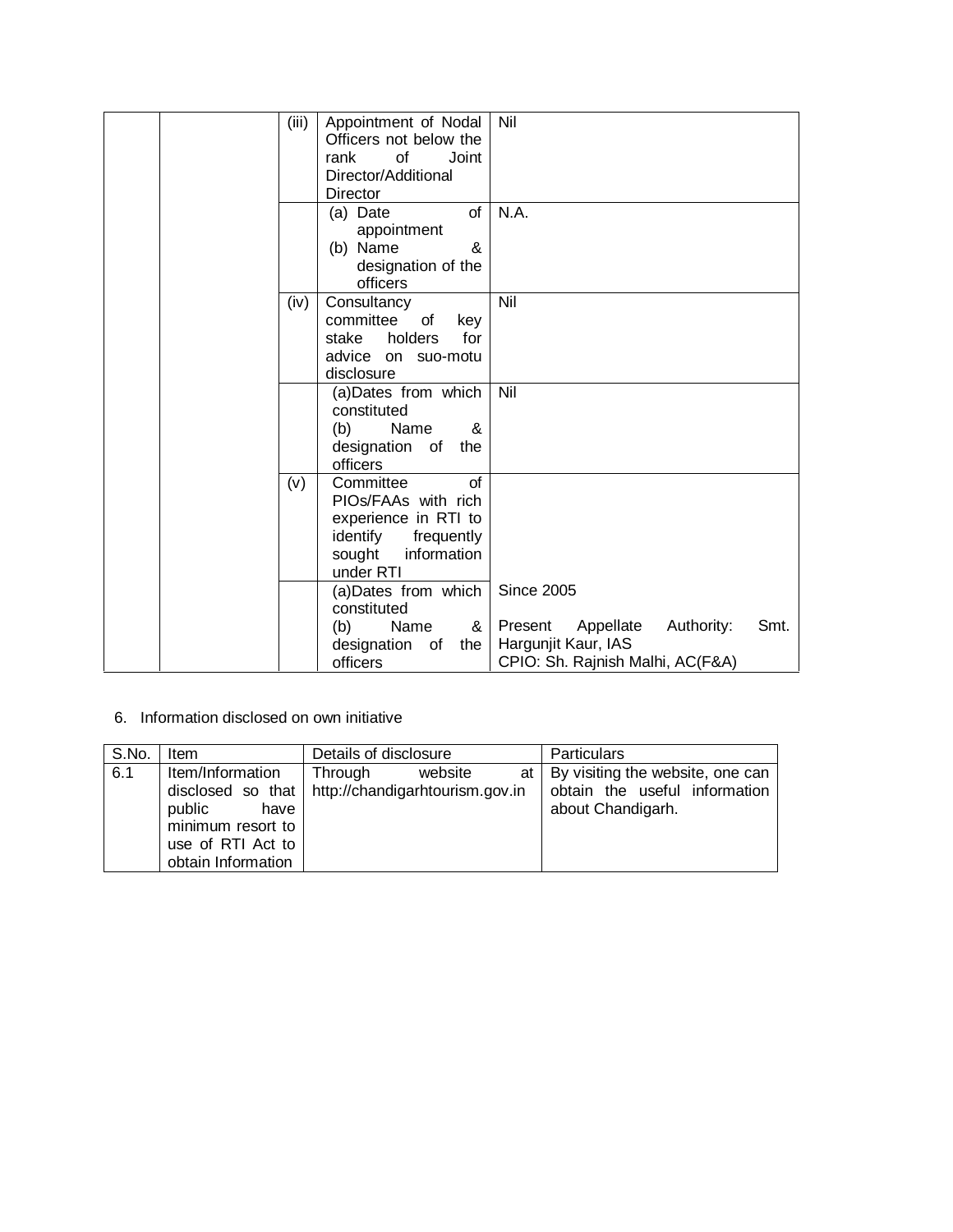| | | | | |
|---|---|---|---|---|
| | | (iii) | Appointment of Nodal Officers not below the rank of Joint Director/Additional Director | Nil |
| | | | (a) Date of appointment<br>(b) Name & designation of the officers | N.A. |
| | | (iv) | Consultancy committee of key stake holders for advice on suo-motu disclosure | Nil |
| | | | (a)Dates from which constituted<br>(b) Name & designation of the officers | Nil |
| | | (v) | Committee of PIOs/FAAs with rich experience in RTI to identify frequently sought information under RTI | |
| | | | (a)Dates from which constituted<br>(b) Name & designation of the officers | Since 2005<br><br>Present Appellate Authority: Smt. Hargunjit Kaur, IAS<br>CPIO: Sh. Rajnish Malhi, AC(F&A) |

6. Information disclosed on own initiative

| S.No. | Item | Details of disclosure | Particulars |
|---|---|---|---|
| 6.1 | Item/Information disclosed so that public have minimum resort to use of RTI Act to obtain Information | Through website at http://chandigarhtourism.gov.in | By visiting the website, one can obtain the useful information about Chandigarh. |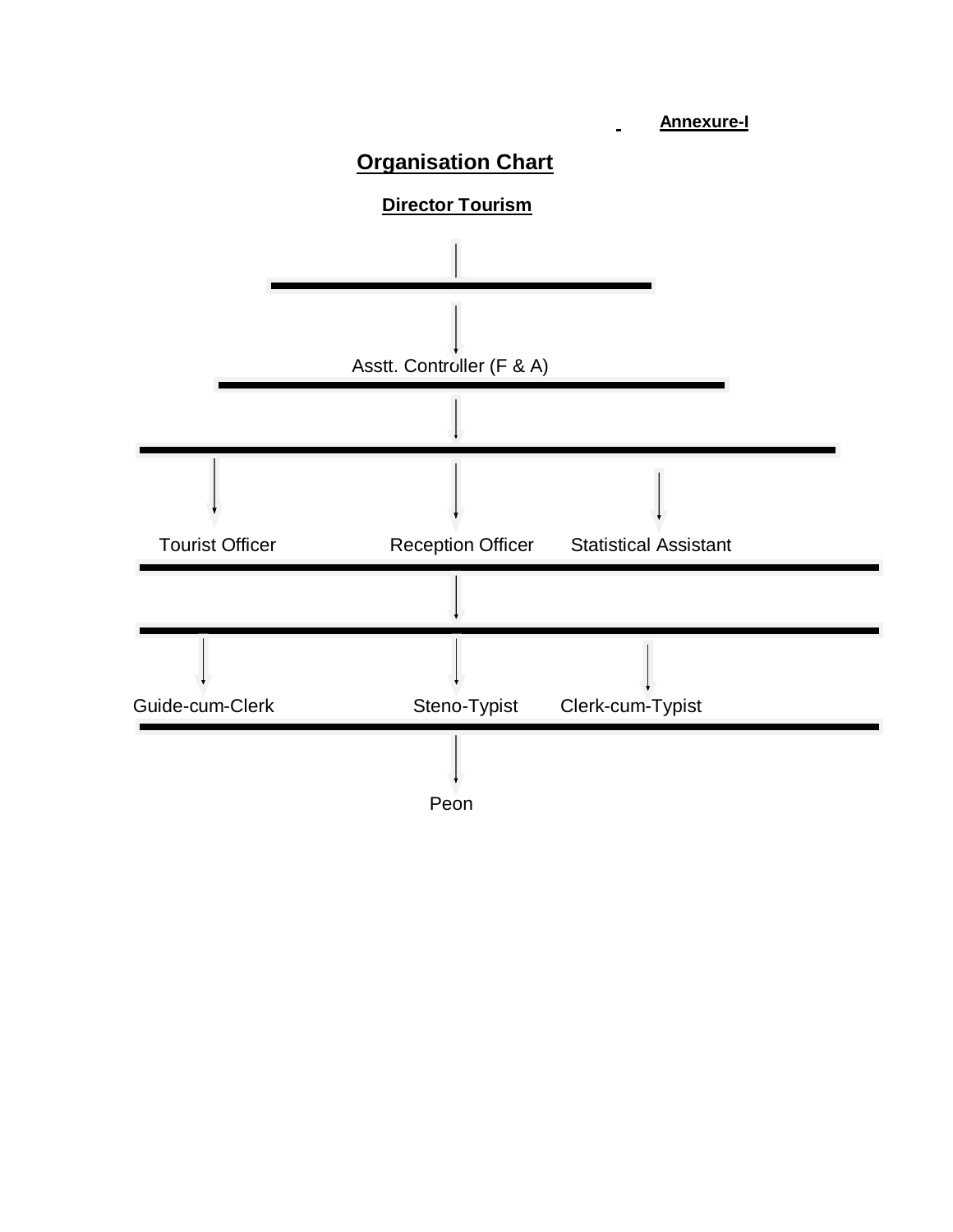**Annexure-I**

## Organisation Chart

**Director Tourism**

Asstt. Controller (F & A)

Tourist Officer

Reception Officer

Statistical Assistant

Guide-cum-Clerk

Steno-Typist

Clerk-cum-Typist

Peon